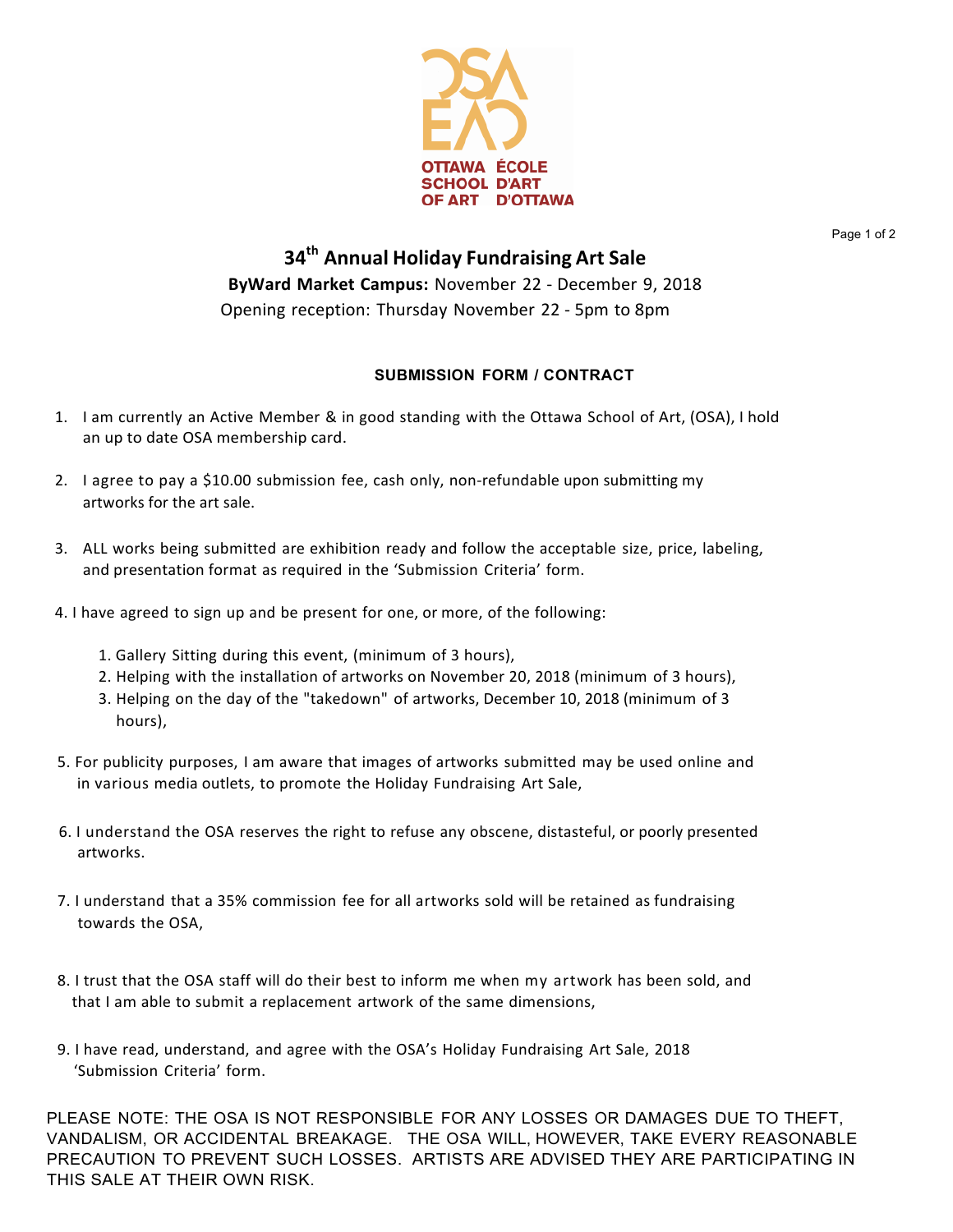OTTAWA SCHOOL OF ART ÉCOLE D'ART D'OTTAWA

# 34th Annual Holiday Fundraising Art Sale

**ByWard Market Campus:** November 22 - December 9, 2018

Opening reception: Thursday November 22 - 5pm to 8pm

## SUBMISSION FORM / CONTRACT

1. I am currently an Active Member & in good standing with the Ottawa School of Art, (OSA), I hold an up to date OSA membership card.

2. I agree to pay a $10.00 submission fee, cash only, non-refundable upon submitting my artworks for the art sale.

3. ALL works being submitted are exhibition ready and follow the acceptable size, price, labeling, and presentation format as required in the 'Submission Criteria' form.

4. I have agreed to sign up and be present for one, or more, of the following:
   1. Gallery Sitting during this event, (minimum of 3 hours),
   2. Helping with the installation of artworks on November 20, 2018 (minimum of 3 hours),
   3. Helping on the day of the "takedown" of artworks, December 10, 2018 (minimum of 3 hours),

5. For publicity purposes, I am aware that images of artworks submitted may be used online and in various media outlets, to promote the Holiday Fundraising Art Sale,

6. I understand the OSA reserves the right to refuse any obscene, distasteful, or poorly presented artworks.

7. I understand that a 35% commission fee for all artworks sold will be retained as fundraising towards the OSA,

8. I trust that the OSA staff will do their best to inform me when my artwork has been sold, and that I am able to submit a replacement artwork of the same dimensions,

9. I have read, understand, and agree with the OSA's Holiday Fundraising Art Sale, 2018 'Submission Criteria' form.

PLEASE NOTE: THE OSA IS NOT RESPONSIBLE FOR ANY LOSSES OR DAMAGES DUE TO THEFT, VANDALISM, OR ACCIDENTAL BREAKAGE. THE OSA WILL, HOWEVER, TAKE EVERY REASONABLE PRECAUTION TO PREVENT SUCH LOSSES. ARTISTS ARE ADVISED THEY ARE PARTICIPATING IN THIS SALE AT THEIR OWN RISK.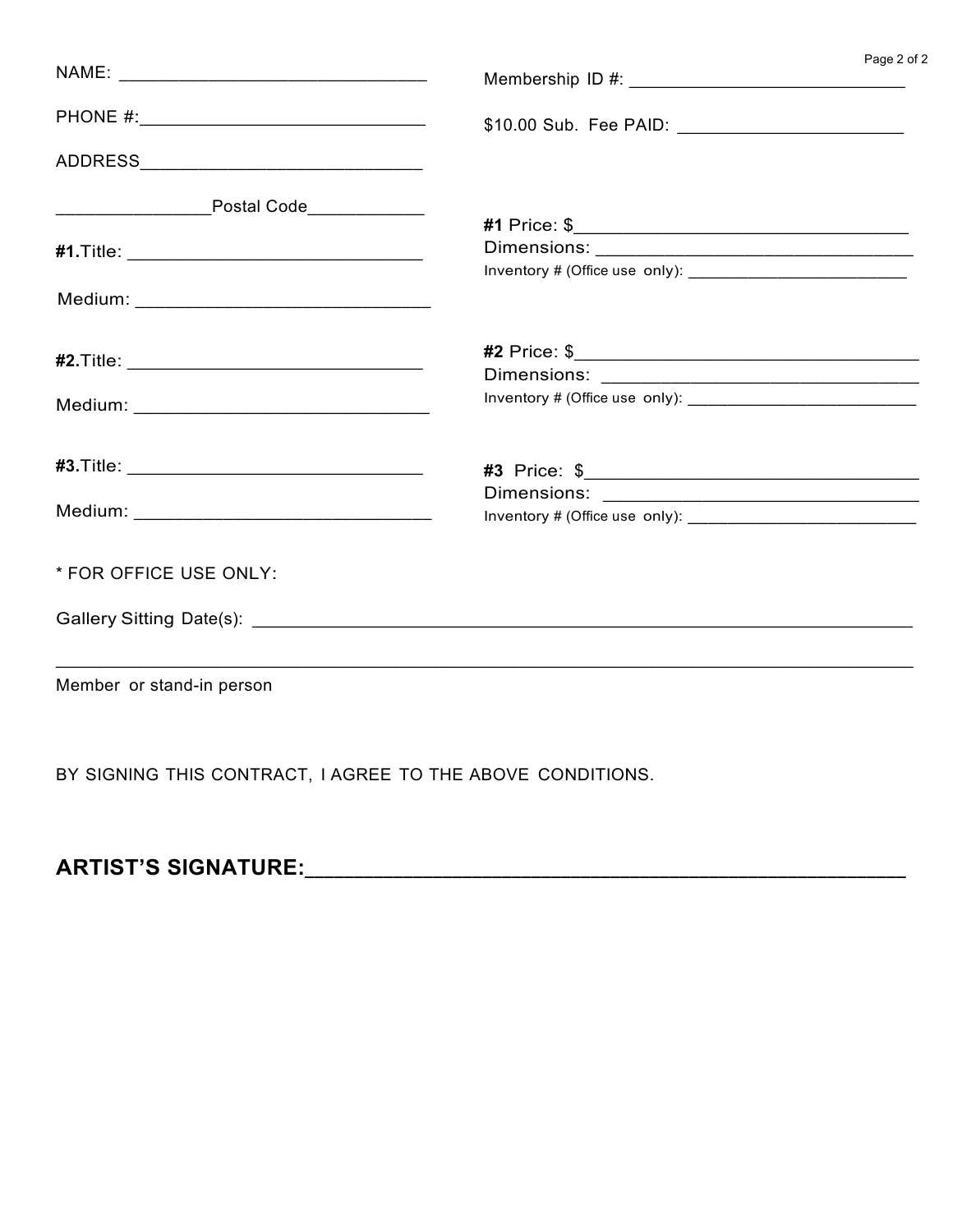NAME: ______________________________

Membership ID #: ____________________________

PHONE #: ____________________________

$10.00 Sub. Fee PAID: _______________________

ADDRESS ____________________________

_______________ Postal Code ___________

**#1**.Title: _____________________________

Medium: _____________________________

**#1** Price: $________________________________

Dimensions: ________________________________

Inventory # (Office use only): _________________________

**#2**.Title: _____________________________

Medium: _____________________________

**#2** Price: $__________________________________

Dimensions: _______________________________

Inventory # (Office use only): __________________________

**#3**.Title: _____________________________

Medium: _____________________________

**#3** Price: $_________________________________

Dimensions: _______________________________

Inventory # (Office use only): __________________________

* FOR OFFICE USE ONLY:

Gallery Sitting Date(s): ________________________________________________________________

_____________________________________________________________________________

Member or stand-in person

BY SIGNING THIS CONTRACT, I AGREE TO THE ABOVE CONDITIONS.

**ARTIST'S SIGNATURE:** _____________________________________________________